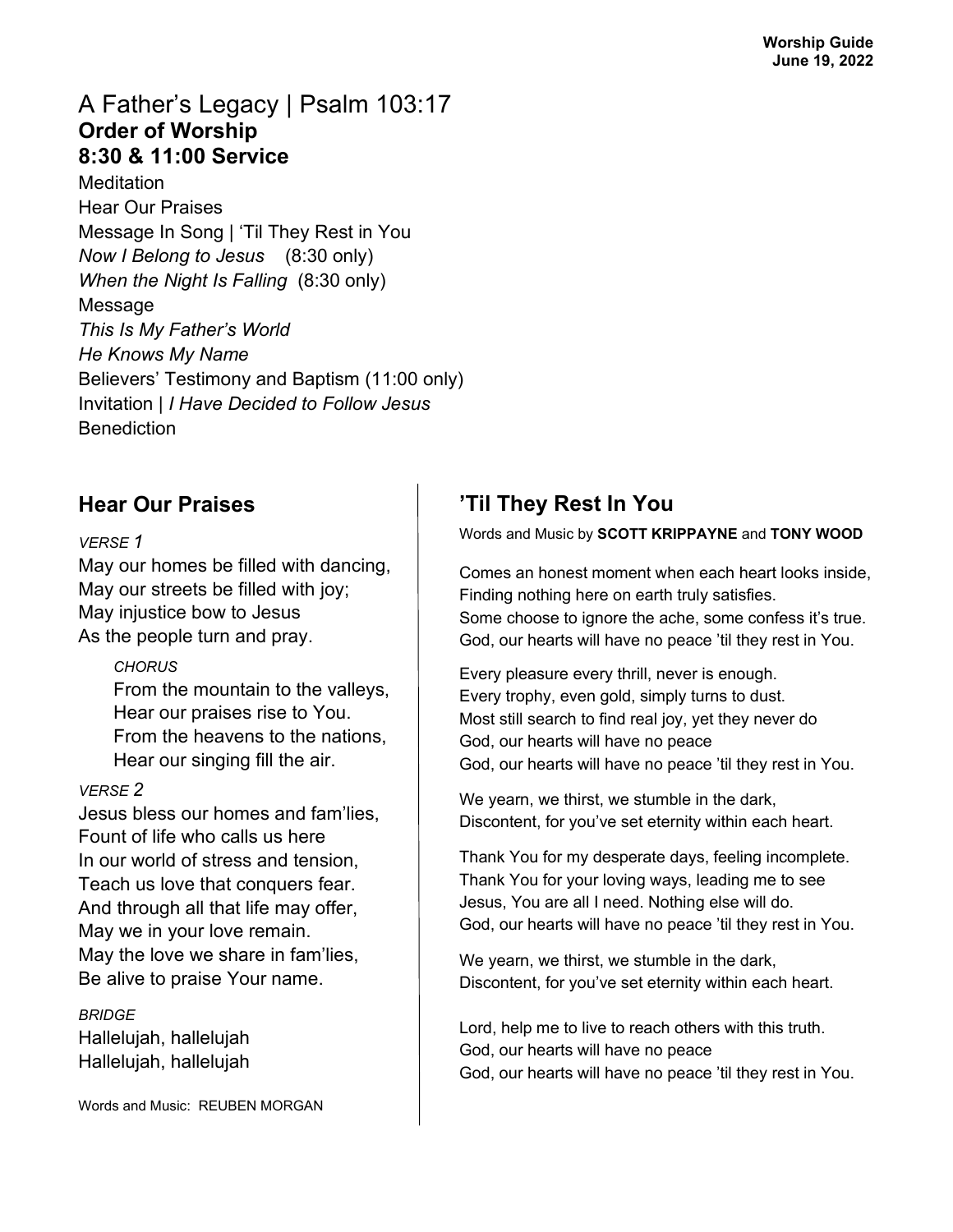**Worship Guide**
**June 19, 2022**

# A Father's Legacy | Psalm 103:17

## Order of Worship

## 8:30 & 11:00 Service

Meditation
Hear Our Praises
Message In Song | 'Til They Rest in You
*Now I Belong to Jesus* (8:30 only)
*When the Night Is Falling* (8:30 only)
Message
*This Is My Father's World*
*He Knows My Name*
Believers' Testimony and Baptism (11:00 only)
Invitation | *I Have Decided to Follow Jesus*
Benediction

## Hear Our Praises

*VERSE 1*

May our homes be filled with dancing,
May our streets be filled with joy;
May injustice bow to Jesus
As the people turn and pray.

> *CHORUS*
>
> From the mountain to the valleys,
> Hear our praises rise to You.
> From the heavens to the nations,
> Hear our singing fill the air.

*VERSE 2*

Jesus bless our homes and fam'lies,
Fount of life who calls us here
In our world of stress and tension,
Teach us love that conquers fear.
And through all that life may offer,
May we in your love remain.
May the love we share in fam'lies,
Be alive to praise Your name.

*BRIDGE*

Hallelujah, hallelujah
Hallelujah, hallelujah

Words and Music: REUBEN MORGAN

## 'Til They Rest In You

Words and Music by **SCOTT KRIPPAYNE** and **TONY WOOD**

Comes an honest moment when each heart looks inside,
Finding nothing here on earth truly satisfies.
Some choose to ignore the ache, some confess it's true.
God, our hearts will have no peace 'til they rest in You.

Every pleasure every thrill, never is enough.
Every trophy, even gold, simply turns to dust.
Most still search to find real joy, yet they never do
God, our hearts will have no peace
God, our hearts will have no peace 'til they rest in You.

We yearn, we thirst, we stumble in the dark,
Discontent, for you've set eternity within each heart.

Thank You for my desperate days, feeling incomplete.
Thank You for your loving ways, leading me to see
Jesus, You are all I need. Nothing else will do.
God, our hearts will have no peace 'til they rest in You.

We yearn, we thirst, we stumble in the dark,
Discontent, for you've set eternity within each heart.

Lord, help me to live to reach others with this truth.
God, our hearts will have no peace
God, our hearts will have no peace 'til they rest in You.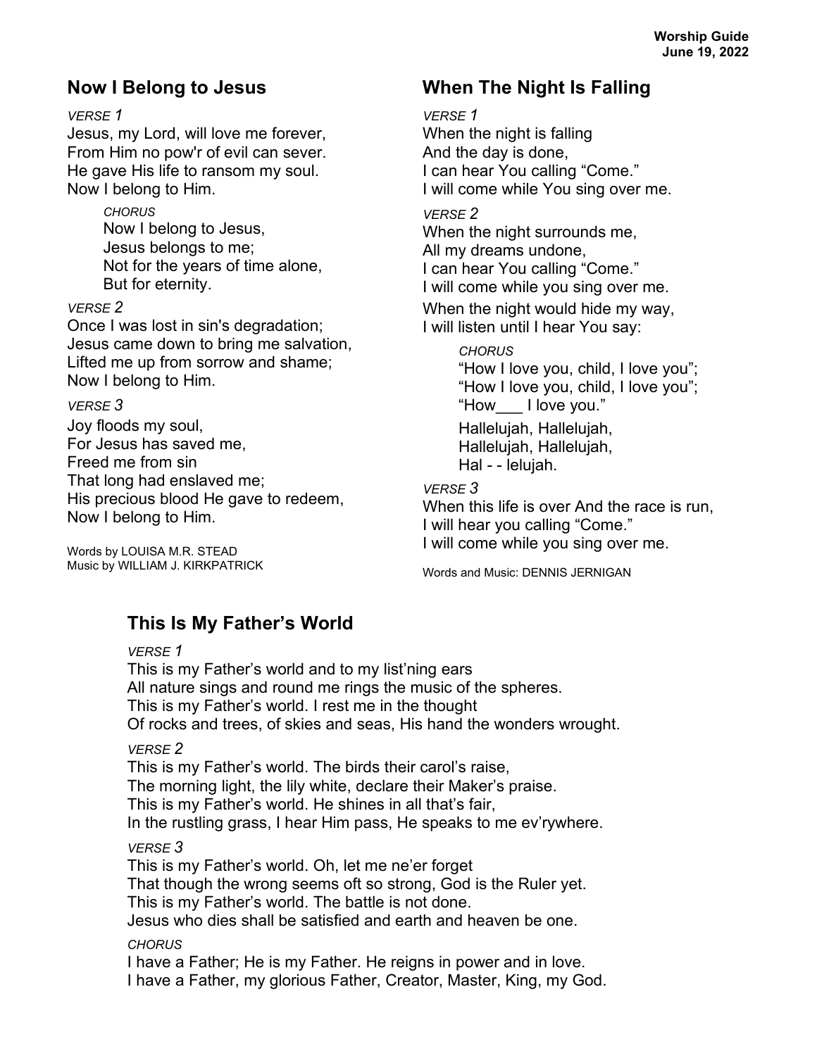## Now I Belong to Jesus

*VERSE 1*

Jesus, my Lord, will love me forever,
From Him no pow'r of evil can sever.
He gave His life to ransom my soul.
Now I belong to Him.

*CHORUS*

Now I belong to Jesus,
Jesus belongs to me;
Not for the years of time alone,
But for eternity.

*VERSE 2*

Once I was lost in sin's degradation;
Jesus came down to bring me salvation,
Lifted me up from sorrow and shame;
Now I belong to Him.

*VERSE 3*

Joy floods my soul,
For Jesus has saved me,
Freed me from sin
That long had enslaved me;
His precious blood He gave to redeem,
Now I belong to Him.

Words by LOUISA M.R. STEAD
Music by WILLIAM J. KIRKPATRICK

## When The Night Is Falling

*VERSE 1*

When the night is falling
And the day is done,
I can hear You calling "Come."
I will come while You sing over me.

*VERSE 2*

When the night surrounds me,
All my dreams undone,
I can hear You calling "Come."
I will come while you sing over me.

When the night would hide my way,
I will listen until I hear You say:

*CHORUS*

"How I love you, child, I love you";
"How I love you, child, I love you";
"How___ I love you."

Hallelujah, Hallelujah,
Hallelujah, Hallelujah,
Hal - - lelujah.

*VERSE 3*

When this life is over And the race is run,
I will hear you calling "Come."
I will come while you sing over me.

Words and Music: DENNIS JERNIGAN

## This Is My Father's World

*VERSE 1*

This is my Father's world and to my list'ning ears
All nature sings and round me rings the music of the spheres.
This is my Father's world. I rest me in the thought
Of rocks and trees, of skies and seas, His hand the wonders wrought.

*VERSE 2*

This is my Father's world. The birds their carol's raise,
The morning light, the lily white, declare their Maker's praise.
This is my Father's world. He shines in all that's fair,
In the rustling grass, I hear Him pass, He speaks to me ev'rywhere.

*VERSE 3*

This is my Father's world. Oh, let me ne'er forget
That though the wrong seems oft so strong, God is the Ruler yet.
This is my Father's world. The battle is not done.
Jesus who dies shall be satisfied and earth and heaven be one.

*CHORUS*

I have a Father; He is my Father. He reigns in power and in love.
I have a Father, my glorious Father, Creator, Master, King, my God.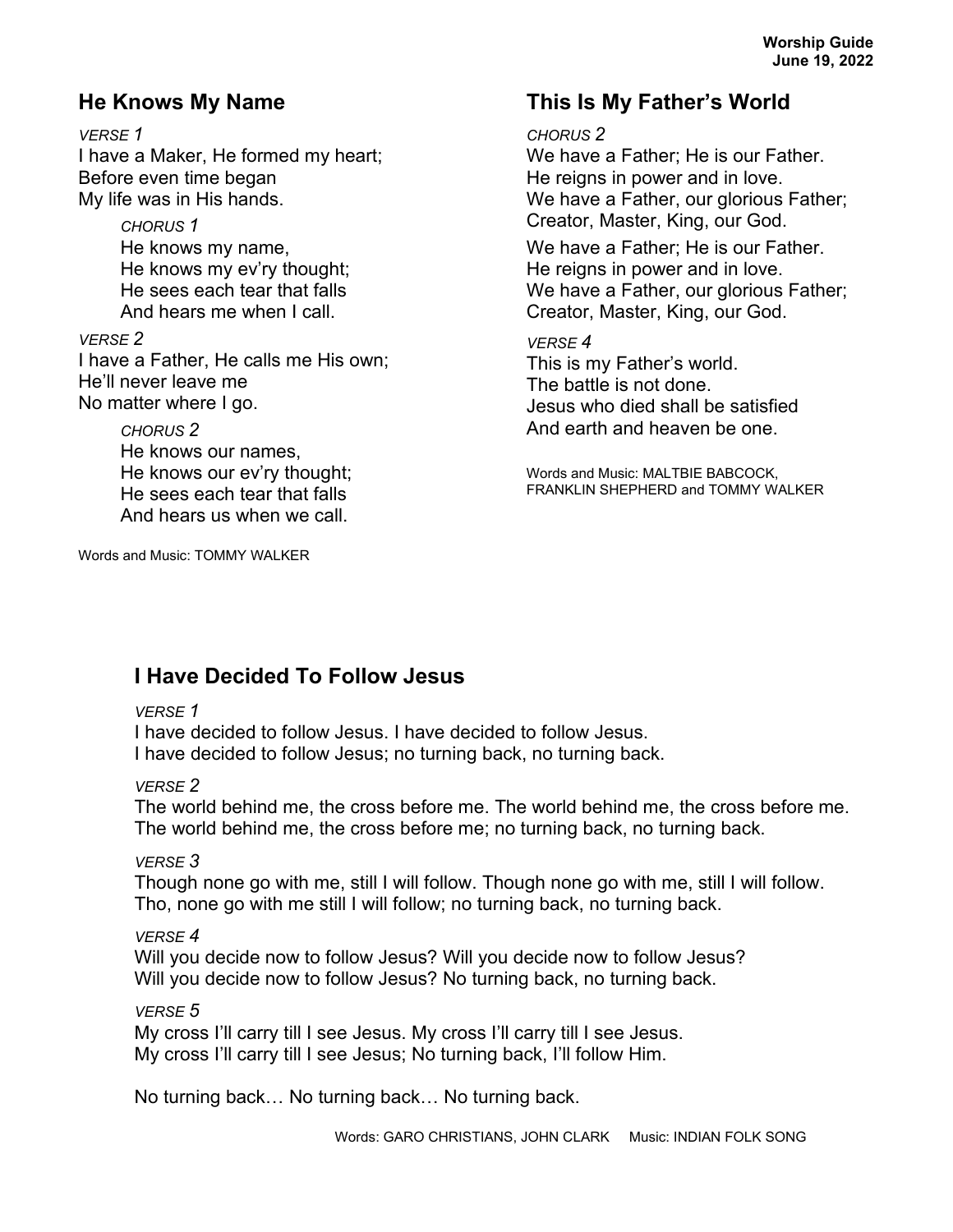## He Knows My Name

*VERSE 1*
I have a Maker, He formed my heart;
Before even time began
My life was in His hands.

*CHORUS 1*
He knows my name,
He knows my ev'ry thought;
He sees each tear that falls
And hears me when I call.

*VERSE 2*
I have a Father, He calls me His own;
He'll never leave me
No matter where I go.

*CHORUS 2*
He knows our names,
He knows our ev'ry thought;
He sees each tear that falls
And hears us when we call.

Words and Music: TOMMY WALKER

## This Is My Father's World

*CHORUS 2*
We have a Father; He is our Father.
He reigns in power and in love.
We have a Father, our glorious Father;
Creator, Master, King, our God.

We have a Father; He is our Father.
He reigns in power and in love.
We have a Father, our glorious Father;
Creator, Master, King, our God.

*VERSE 4*
This is my Father's world.
The battle is not done.
Jesus who died shall be satisfied
And earth and heaven be one.

Words and Music: MALTBIE BABCOCK, FRANKLIN SHEPHERD and TOMMY WALKER

## I Have Decided To Follow Jesus

*VERSE 1*
I have decided to follow Jesus. I have decided to follow Jesus.
I have decided to follow Jesus; no turning back, no turning back.

*VERSE 2*
The world behind me, the cross before me. The world behind me, the cross before me.
The world behind me, the cross before me; no turning back, no turning back.

*VERSE 3*
Though none go with me, still I will follow. Though none go with me, still I will follow.
Tho, none go with me still I will follow; no turning back, no turning back.

*VERSE 4*
Will you decide now to follow Jesus? Will you decide now to follow Jesus?
Will you decide now to follow Jesus? No turning back, no turning back.

*VERSE 5*
My cross I'll carry till I see Jesus. My cross I'll carry till I see Jesus.
My cross I'll carry till I see Jesus; No turning back, I'll follow Him.

No turning back… No turning back… No turning back.

Words: GARO CHRISTIANS, JOHN CLARK Music: INDIAN FOLK SONG